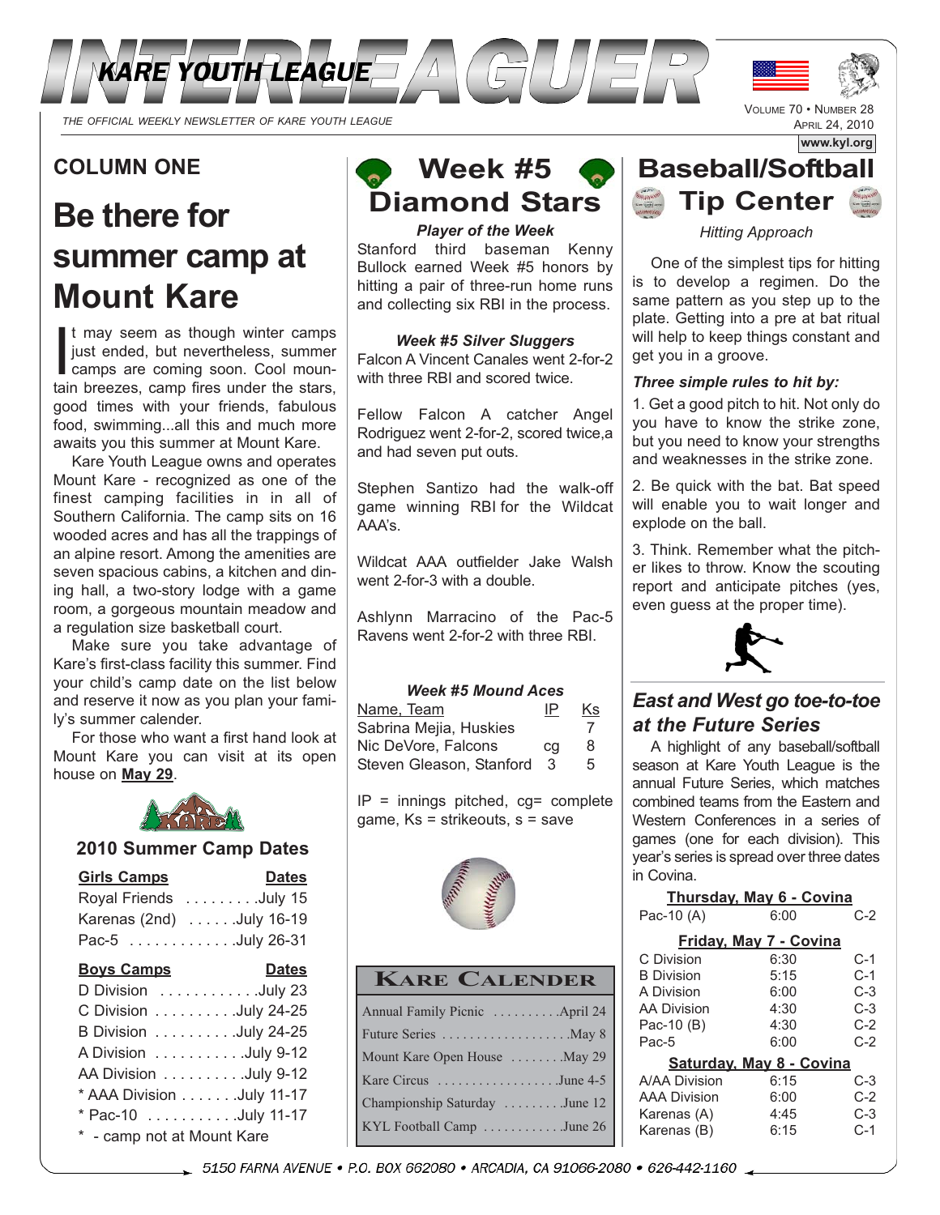# INTERLEAGUER

## KARE YOUTH LEAGUE

*THE OFFICIAL WEEKLY NEWSLETTER OF KARE YOUTH LEAGUE*

VOLUME 70 • NUMBER 28
APRIL 24, 2010

www.kyl.org

### COLUMN ONE

# Be there for summer camp at Mount Kare

It may seem as though winter camps just ended, but nevertheless, summer camps are coming soon. Cool mountain breezes, camp fires under the stars, good times with your friends, fabulous food, swimming...all this and much more awaits you this summer at Mount Kare.

Kare Youth League owns and operates Mount Kare - recognized as one of the finest camping facilities in in all of Southern California. The camp sits on 16 wooded acres and has all the trappings of an alpine resort. Among the amenities are seven spacious cabins, a kitchen and dining hall, a two-story lodge with a game room, a gorgeous mountain meadow and a regulation size basketball court.

Make sure you take advantage of Kare's first-class facility this summer. Find your child's camp date on the list below and reserve it now as you plan your family's summer calender.

For those who want a first hand look at Mount Kare you can visit at its open house on **May 29**.

### 2010 Summer Camp Dates

| Girls Camps | Dates |
|---|---|
| Royal Friends | July 15 |
| Karenas (2nd) | July 16-19 |
| Pac-5 | July 26-31 |

| Boys Camps | Dates |
|---|---|
| D Division | July 23 |
| C Division | July 24-25 |
| B Division | July 24-25 |
| A Division | July 9-12 |
| AA Division | July 9-12 |
| * AAA Division | July 11-17 |
| * Pac-10 | July 11-17 |

\* - camp not at Mount Kare

## Week #5 Diamond Stars

***Player of the Week***

Stanford third baseman Kenny Bullock earned Week #5 honors by hitting a pair of three-run home runs and collecting six RBI in the process.

***Week #5 Silver Sluggers***

Falcon A Vincent Canales went 2-for-2 with three RBI and scored twice.

Fellow Falcon A catcher Angel Rodriguez went 2-for-2, scored twice,a and had seven put outs.

Stephen Santizo had the walk-off game winning RBI for the Wildcat AAA's.

Wildcat AAA outfielder Jake Walsh went 2-for-3 with a double.

Ashlynn Marracino of the Pac-5 Ravens went 2-for-2 with three RBI.

***Week #5 Mound Aces***

| Name, Team | IP | Ks |
|---|---|---|
| Sabrina Mejia, Huskies | | 7 |
| Nic DeVore, Falcons | cg | 8 |
| Steven Gleason, Stanford | 3 | 5 |

IP = innings pitched, cg= complete game, Ks = strikeouts, s = save

### KARE CALENDER

| Event | Date |
|---|---|
| Annual Family Picnic | April 24 |
| Future Series | May 8 |
| Mount Kare Open House | May 29 |
| Kare Circus | June 4-5 |
| Championship Saturday | June 12 |
| KYL Football Camp | June 26 |

## Baseball/Softball Tip Center

*Hitting Approach*

One of the simplest tips for hitting is to develop a regimen. Do the same pattern as you step up to the plate. Getting into a pre at bat ritual will help to keep things constant and get you in a groove.

***Three simple rules to hit by:***

1. Get a good pitch to hit. Not only do you have to know the strike zone, but you need to know your strengths and weaknesses in the strike zone.

2. Be quick with the bat. Bat speed will enable you to wait longer and explode on the ball.

3. Think. Remember what the pitcher likes to throw. Know the scouting report and anticipate pitches (yes, even guess at the proper time).

### *East and West go toe-to-toe at the Future Series*

A highlight of any baseball/softball season at Kare Youth League is the annual Future Series, which matches combined teams from the Eastern and Western Conferences in a series of games (one for each division). This year's series is spread over three dates in Covina.

**Thursday, May 6 - Covina**

| Division | Time | Field |
|---|---|---|
| Pac-10 (A) | 6:00 | C-2 |

**Friday, May 7 - Covina**

| Division | Time | Field |
|---|---|---|
| C Division | 6:30 | C-1 |
| B Division | 5:15 | C-1 |
| A Division | 6:00 | C-3 |
| AA Division | 4:30 | C-3 |
| Pac-10 (B) | 4:30 | C-2 |
| Pac-5 | 6:00 | C-2 |

**Saturday, May 8 - Covina**

| Division | Time | Field |
|---|---|---|
| A/AA Division | 6:15 | C-3 |
| AAA Division | 6:00 | C-2 |
| Karenas (A) | 4:45 | C-3 |
| Karenas (B) | 6:15 | C-1 |

5150 FARNA AVENUE • P.O. BOX 662080 • ARCADIA, CA 91066-2080 • 626-442-1160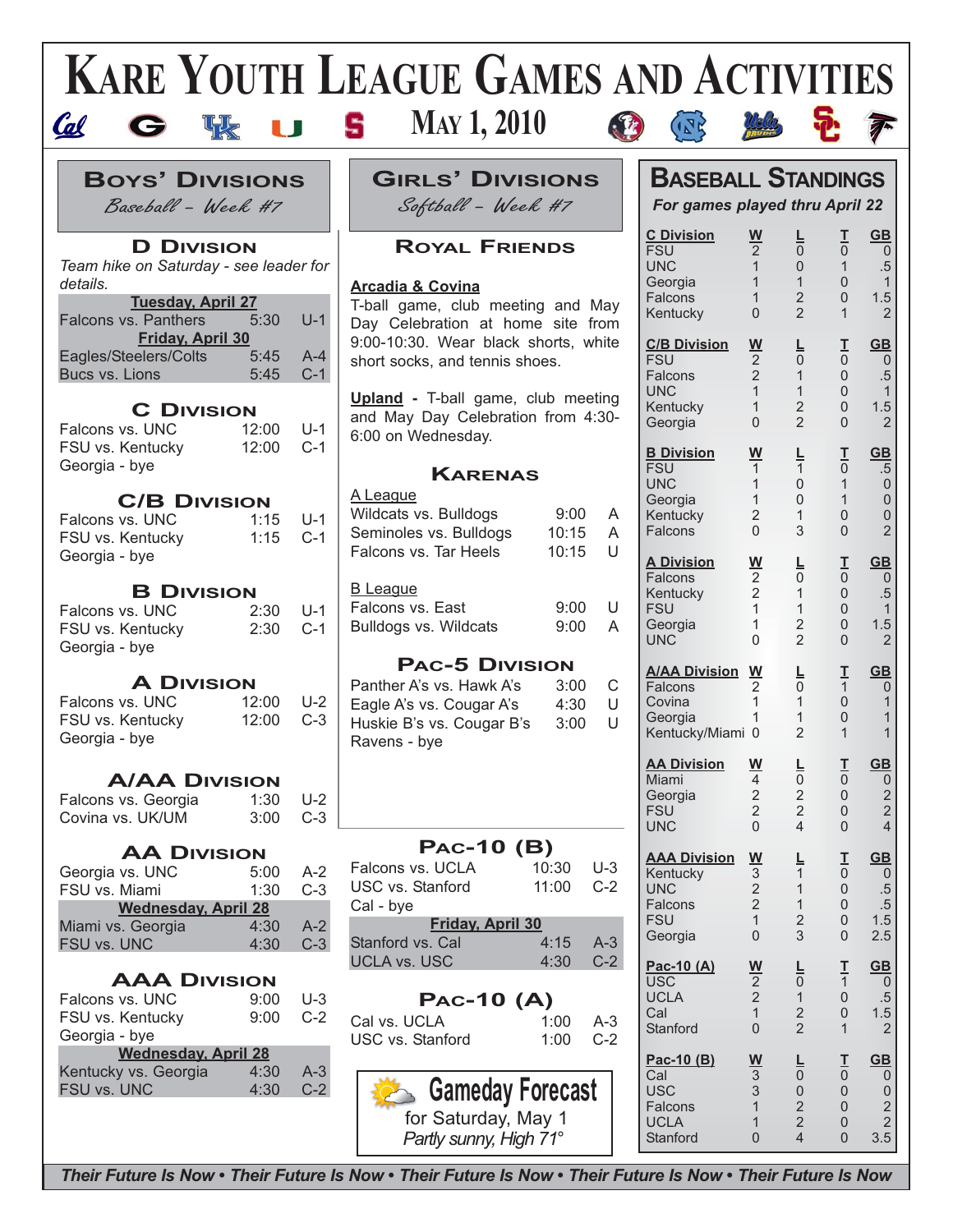# Kare Youth League Games and Activities

## May 1, 2010

## Boys' Divisions

*Baseball – Week #7*

### D Division

*Team hike on Saturday - see leader for details.*

| | | |
|---|---|---|
| **Tuesday, April 27** | | |
| Falcons vs. Panthers | 5:30 | U-1 |
| **Friday, April 30** | | |
| Eagles/Steelers/Colts | 5:45 | A-4 |
| Bucs vs. Lions | 5:45 | C-1 |

### C Division

| | | |
|---|---|---|
| Falcons vs. UNC | 12:00 | U-1 |
| FSU vs. Kentucky | 12:00 | C-1 |
| Georgia - bye | | |

### C/B Division

| | | |
|---|---|---|
| Falcons vs. UNC | 1:15 | U-1 |
| FSU vs. Kentucky | 1:15 | C-1 |
| Georgia - bye | | |

### B Division

| | | |
|---|---|---|
| Falcons vs. UNC | 2:30 | U-1 |
| FSU vs. Kentucky | 2:30 | C-1 |
| Georgia - bye | | |

### A Division

| | | |
|---|---|---|
| Falcons vs. UNC | 12:00 | U-2 |
| FSU vs. Kentucky | 12:00 | C-3 |
| Georgia - bye | | |

### A/AA Division

| | | |
|---|---|---|
| Falcons vs. Georgia | 1:30 | U-2 |
| Covina vs. UK/UM | 3:00 | C-3 |

### AA Division

| | | |
|---|---|---|
| Georgia vs. UNC | 5:00 | A-2 |
| FSU vs. Miami | 1:30 | C-3 |
| **Wednesday, April 28** | | |
| Miami vs. Georgia | 4:30 | A-2 |
| FSU vs. UNC | 4:30 | C-3 |

### AAA Division

| | | |
|---|---|---|
| Falcons vs. UNC | 9:00 | U-3 |
| FSU vs. Kentucky | 9:00 | C-2 |
| Georgia - bye | | |
| **Wednesday, April 28** | | |
| Kentucky vs. Georgia | 4:30 | A-3 |
| FSU vs. UNC | 4:30 | C-2 |

## Girls' Divisions

*Softball – Week #7*

### Royal Friends

**Arcadia & Covina**

T-ball game, club meeting and May Day Celebration at home site from 9:00-10:30. Wear black shorts, white short socks, and tennis shoes.

**Upland** - T-ball game, club meeting and May Day Celebration from 4:30-6:00 on Wednesday.

### Karenas

| | | |
|---|---|---|
| **A League** | | |
| Wildcats vs. Bulldogs | 9:00 | A |
| Seminoles vs. Bulldogs | 10:15 | A |
| Falcons vs. Tar Heels | 10:15 | U |
| **B League** | | |
| Falcons vs. East | 9:00 | U |
| Bulldogs vs. Wildcats | 9:00 | A |

### Pac-5 Division

| | | |
|---|---|---|
| Panther A's vs. Hawk A's | 3:00 | C |
| Eagle A's vs. Cougar A's | 4:30 | U |
| Huskie B's vs. Cougar B's | 3:00 | U |
| Ravens - bye | | |

### Pac-10 (B)

| | | |
|---|---|---|
| Falcons vs. UCLA | 10:30 | U-3 |
| USC vs. Stanford | 11:00 | C-2 |
| Cal - bye | | |
| **Friday, April 30** | | |
| Stanford vs. Cal | 4:15 | A-3 |
| UCLA vs. USC | 4:30 | C-2 |

### Pac-10 (A)

| | | |
|---|---|---|
| Cal vs. UCLA | 1:00 | A-3 |
| USC vs. Stanford | 1:00 | C-2 |

### Gameday Forecast

for Saturday, May 1

*Partly sunny, High 71°*

## Baseball Standings

*For games played thru April 22*

| C Division | W | L | T | GB |
|---|---|---|---|---|
| FSU | 2 | 0 | 0 | 0 |
| UNC | 1 | 0 | 1 | .5 |
| Georgia | 1 | 1 | 0 | 1 |
| Falcons | 1 | 2 | 0 | 1.5 |
| Kentucky | 0 | 2 | 1 | 2 |

| C/B Division | W | L | T | GB |
|---|---|---|---|---|
| FSU | 2 | 0 | 0 | 0 |
| Falcons | 2 | 1 | 0 | .5 |
| UNC | 1 | 1 | 0 | 1 |
| Kentucky | 1 | 2 | 0 | 1.5 |
| Georgia | 0 | 2 | 0 | 2 |

| B Division | W | L | T | GB |
|---|---|---|---|---|
| FSU | 1 | 1 | 0 | .5 |
| UNC | 1 | 0 | 1 | 0 |
| Georgia | 1 | 0 | 1 | 0 |
| Kentucky | 2 | 1 | 0 | 0 |
| Falcons | 0 | 3 | 0 | 2 |

| A Division | W | L | T | GB |
|---|---|---|---|---|
| Falcons | 2 | 0 | 0 | 0 |
| Kentucky | 2 | 1 | 0 | .5 |
| FSU | 1 | 1 | 0 | 1 |
| Georgia | 1 | 2 | 0 | 1.5 |
| UNC | 0 | 2 | 0 | 2 |

| A/AA Division | W | L | T | GB |
|---|---|---|---|---|
| Falcons | 2 | 0 | 1 | 0 |
| Covina | 1 | 1 | 0 | 1 |
| Georgia | 1 | 1 | 0 | 1 |
| Kentucky/Miami | 0 | 2 | 1 | 1 |

| AA Division | W | L | T | GB |
|---|---|---|---|---|
| Miami | 4 | 0 | 0 | 0 |
| Georgia | 2 | 2 | 0 | 2 |
| FSU | 2 | 2 | 0 | 2 |
| UNC | 0 | 4 | 0 | 4 |

| AAA Division | W | L | T | GB |
|---|---|---|---|---|
| Kentucky | 3 | 1 | 0 | 0 |
| UNC | 2 | 1 | 0 | .5 |
| Falcons | 2 | 1 | 0 | .5 |
| FSU | 1 | 2 | 0 | 1.5 |
| Georgia | 0 | 3 | 0 | 2.5 |

| Pac-10 (A) | W | L | T | GB |
|---|---|---|---|---|
| USC | 2 | 0 | 1 | 0 |
| UCLA | 2 | 1 | 0 | .5 |
| Cal | 1 | 2 | 0 | 1.5 |
| Stanford | 0 | 2 | 1 | 2 |

| Pac-10 (B) | W | L | T | GB |
|---|---|---|---|---|
| Cal | 3 | 0 | 0 | 0 |
| USC | 3 | 0 | 0 | 0 |
| Falcons | 1 | 2 | 0 | 2 |
| UCLA | 1 | 2 | 0 | 2 |
| Stanford | 0 | 4 | 0 | 3.5 |

*Their Future Is Now • Their Future Is Now • Their Future Is Now • Their Future Is Now • Their Future Is Now*